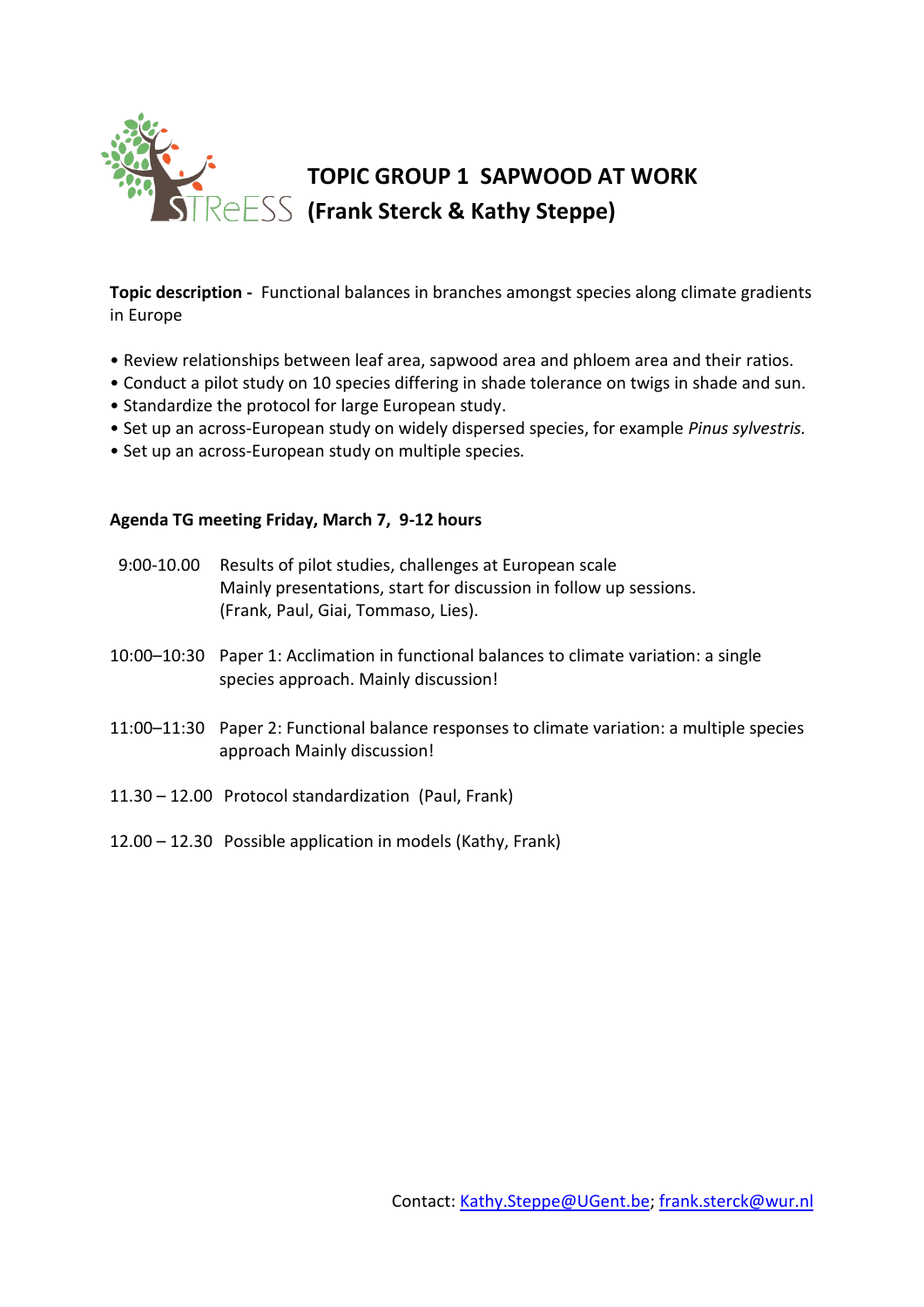# TOPIC GROUP 1 SAPWOOD AT WORK

## (Frank Sterck & Kathy Steppe)

**Topic description -** Functional balances in branches amongst species along climate gradients in Europe

- Review relationships between leaf area, sapwood area and phloem area and their ratios.
- Conduct a pilot study on 10 species differing in shade tolerance on twigs in shade and sun.
- Standardize the protocol for large European study.
- Set up an across-European study on widely dispersed species, for example *Pinus sylvestris.*
- Set up an across-European study on multiple species.

**Agenda TG meeting Friday, March 7, 9-12 hours**

9:00-10.00 Results of pilot studies, challenges at European scale
Mainly presentations, start for discussion in follow up sessions.
(Frank, Paul, Giai, Tommaso, Lies).

10:00–10:30 Paper 1: Acclimation in functional balances to climate variation: a single species approach. Mainly discussion!

11:00–11:30 Paper 2: Functional balance responses to climate variation: a multiple species approach Mainly discussion!

11.30 – 12.00 Protocol standardization (Paul, Frank)

12.00 – 12.30 Possible application in models (Kathy, Frank)

Contact: Kathy.Steppe@UGent.be; frank.sterck@wur.nl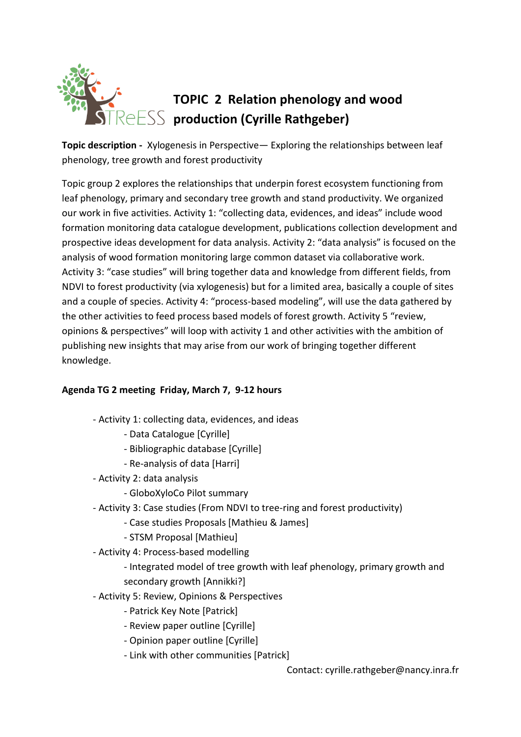# TOPIC 2 Relation phenology and wood production (Cyrille Rathgeber)

**Topic description -** Xylogenesis in Perspective— Exploring the relationships between leaf phenology, tree growth and forest productivity

Topic group 2 explores the relationships that underpin forest ecosystem functioning from leaf phenology, primary and secondary tree growth and stand productivity. We organized our work in five activities. Activity 1: "collecting data, evidences, and ideas" include wood formation monitoring data catalogue development, publications collection development and prospective ideas development for data analysis. Activity 2: "data analysis" is focused on the analysis of wood formation monitoring large common dataset via collaborative work. Activity 3: "case studies" will bring together data and knowledge from different fields, from NDVI to forest productivity (via xylogenesis) but for a limited area, basically a couple of sites and a couple of species. Activity 4: "process-based modeling", will use the data gathered by the other activities to feed process based models of forest growth. Activity 5 "review, opinions & perspectives" will loop with activity 1 and other activities with the ambition of publishing new insights that may arise from our work of bringing together different knowledge.

**Agenda TG 2 meeting Friday, March 7, 9-12 hours**

- Activity 1: collecting data, evidences, and ideas
  - Data Catalogue [Cyrille]
  - Bibliographic database [Cyrille]
  - Re-analysis of data [Harri]
- Activity 2: data analysis
  - GloboXyloCo Pilot summary
- Activity 3: Case studies (From NDVI to tree-ring and forest productivity)
  - Case studies Proposals [Mathieu & James]
  - STSM Proposal [Mathieu]
- Activity 4: Process-based modelling
  - Integrated model of tree growth with leaf phenology, primary growth and secondary growth [Annikki?]
- Activity 5: Review, Opinions & Perspectives
  - Patrick Key Note [Patrick]
  - Review paper outline [Cyrille]
  - Opinion paper outline [Cyrille]
  - Link with other communities [Patrick]

Contact: cyrille.rathgeber@nancy.inra.fr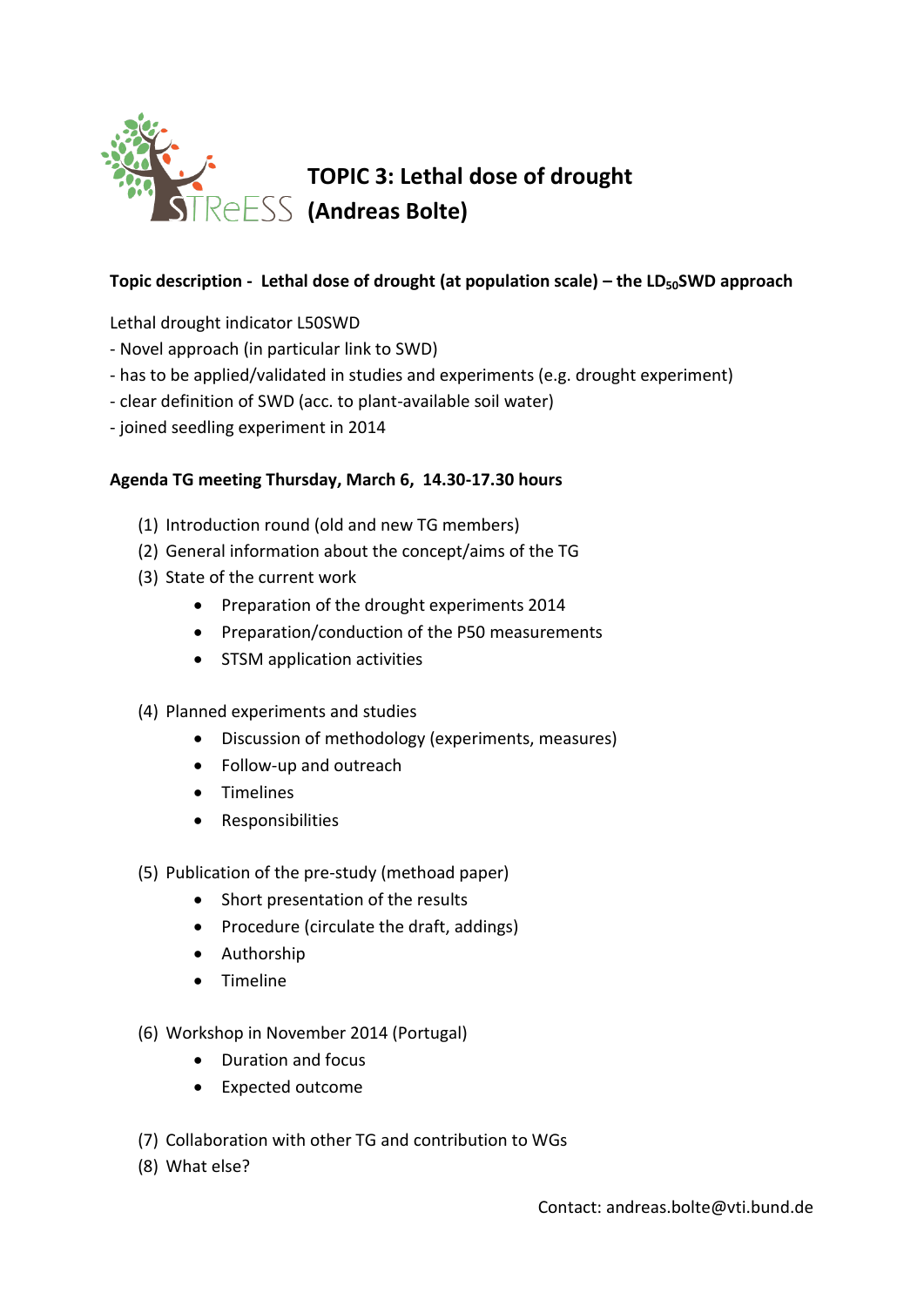# TOPIC 3: Lethal dose of drought (Andreas Bolte)

**Topic description - Lethal dose of drought (at population scale) – the $LD_{50}$SWD approach**

Lethal drought indicator L50SWD
- Novel approach (in particular link to SWD)
- has to be applied/validated in studies and experiments (e.g. drought experiment)
- clear definition of SWD (acc. to plant-available soil water)
- joined seedling experiment in 2014

**Agenda TG meeting Thursday, March 6, 14.30-17.30 hours**

(1) Introduction round (old and new TG members)
(2) General information about the concept/aims of the TG
(3) State of the current work
  - Preparation of the drought experiments 2014
  - Preparation/conduction of the P50 measurements
  - STSM application activities

(4) Planned experiments and studies
  - Discussion of methodology (experiments, measures)
  - Follow-up and outreach
  - Timelines
  - Responsibilities

(5) Publication of the pre-study (methoad paper)
  - Short presentation of the results
  - Procedure (circulate the draft, addings)
  - Authorship
  - Timeline

(6) Workshop in November 2014 (Portugal)
  - Duration and focus
  - Expected outcome

(7) Collaboration with other TG and contribution to WGs
(8) What else?

Contact: andreas.bolte@vti.bund.de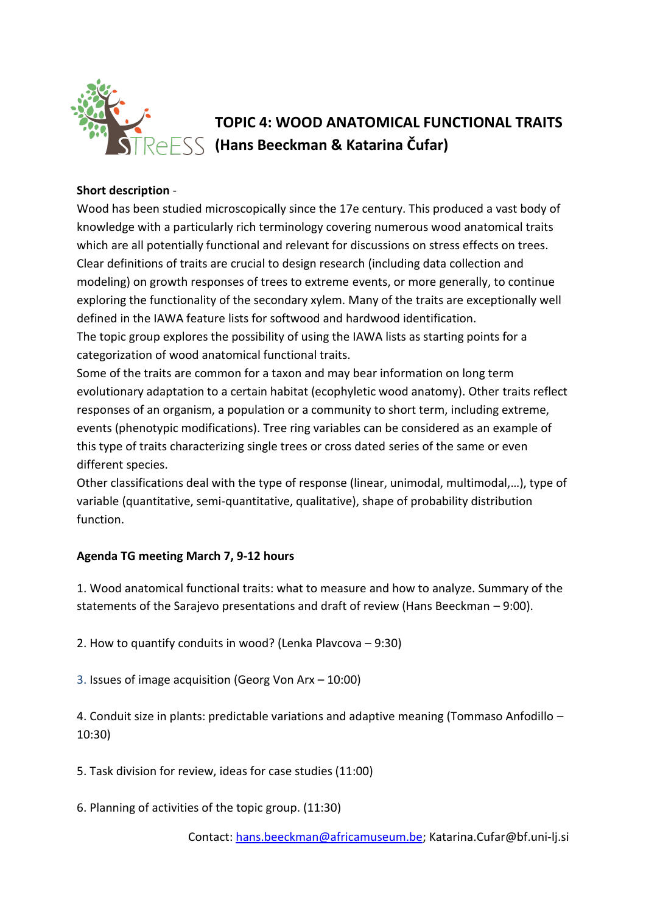# TOPIC 4: WOOD ANATOMICAL FUNCTIONAL TRAITS (Hans Beeckman & Katarina Čufar)

**Short description** -

Wood has been studied microscopically since the 17e century. This produced a vast body of knowledge with a particularly rich terminology covering numerous wood anatomical traits which are all potentially functional and relevant for discussions on stress effects on trees. Clear definitions of traits are crucial to design research (including data collection and modeling) on growth responses of trees to extreme events, or more generally, to continue exploring the functionality of the secondary xylem. Many of the traits are exceptionally well defined in the IAWA feature lists for softwood and hardwood identification.

The topic group explores the possibility of using the IAWA lists as starting points for a categorization of wood anatomical functional traits.

Some of the traits are common for a taxon and may bear information on long term evolutionary adaptation to a certain habitat (ecophyletic wood anatomy). Other traits reflect responses of an organism, a population or a community to short term, including extreme, events (phenotypic modifications). Tree ring variables can be considered as an example of this type of traits characterizing single trees or cross dated series of the same or even different species.

Other classifications deal with the type of response (linear, unimodal, multimodal,…), type of variable (quantitative, semi-quantitative, qualitative), shape of probability distribution function.

**Agenda TG meeting March 7, 9-12 hours**

1. Wood anatomical functional traits: what to measure and how to analyze. Summary of the statements of the Sarajevo presentations and draft of review (Hans Beeckman – 9:00).

2. How to quantify conduits in wood? (Lenka Plavcova – 9:30)

3. Issues of image acquisition (Georg Von Arx – 10:00)

4. Conduit size in plants: predictable variations and adaptive meaning (Tommaso Anfodillo – 10:30)

5. Task division for review, ideas for case studies (11:00)

6. Planning of activities of the topic group. (11:30)

Contact: hans.beeckman@africamuseum.be; Katarina.Cufar@bf.uni-lj.si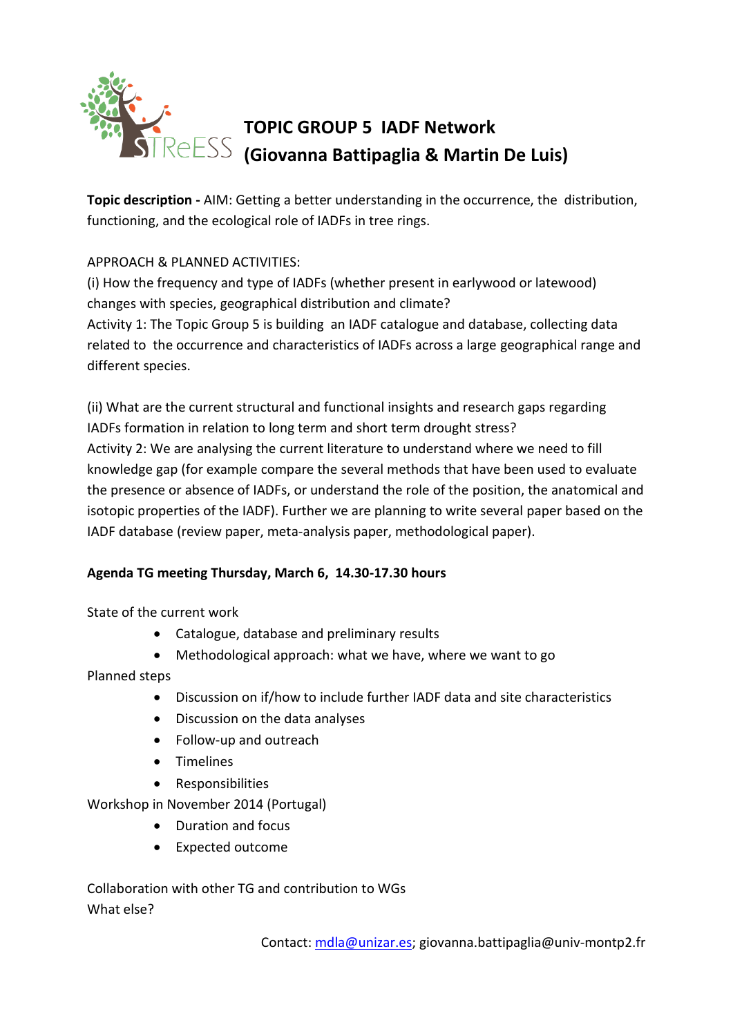# TOPIC GROUP 5 IADF Network
# (Giovanna Battipaglia & Martin De Luis)

**Topic description -** AIM: Getting a better understanding in the occurrence, the distribution, functioning, and the ecological role of IADFs in tree rings.

APPROACH & PLANNED ACTIVITIES:

(i) How the frequency and type of IADFs (whether present in earlywood or latewood) changes with species, geographical distribution and climate?

Activity 1: The Topic Group 5 is building an IADF catalogue and database, collecting data related to the occurrence and characteristics of IADFs across a large geographical range and different species.

(ii) What are the current structural and functional insights and research gaps regarding IADFs formation in relation to long term and short term drought stress?

Activity 2: We are analysing the current literature to understand where we need to fill knowledge gap (for example compare the several methods that have been used to evaluate the presence or absence of IADFs, or understand the role of the position, the anatomical and isotopic properties of the IADF). Further we are planning to write several paper based on the IADF database (review paper, meta-analysis paper, methodological paper).

**Agenda TG meeting Thursday, March 6, 14.30-17.30 hours**

State of the current work

- Catalogue, database and preliminary results
- Methodological approach: what we have, where we want to go

Planned steps

- Discussion on if/how to include further IADF data and site characteristics
- Discussion on the data analyses
- Follow-up and outreach
- Timelines
- Responsibilities

Workshop in November 2014 (Portugal)

- Duration and focus
- Expected outcome

Collaboration with other TG and contribution to WGs

What else?

Contact: mdla@unizar.es; giovanna.battipaglia@univ-montp2.fr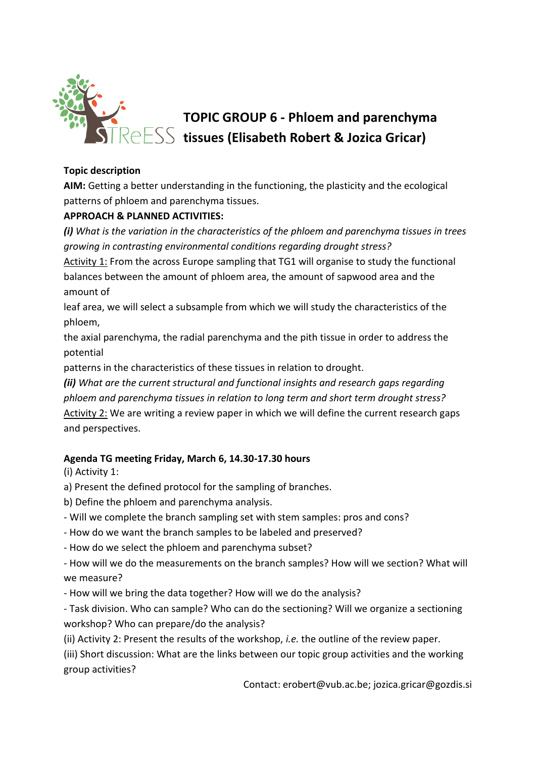# TOPIC GROUP 6 - Phloem and parenchyma tissues (Elisabeth Robert & Jozica Gricar)

**Topic description**

**AIM:** Getting a better understanding in the functioning, the plasticity and the ecological patterns of phloem and parenchyma tissues.

**APPROACH & PLANNED ACTIVITIES:**

***(i)*** *What is the variation in the characteristics of the phloem and parenchyma tissues in trees growing in contrasting environmental conditions regarding drought stress?*

Activity 1: From the across Europe sampling that TG1 will organise to study the functional balances between the amount of phloem area, the amount of sapwood area and the amount of leaf area, we will select a subsample from which we will study the characteristics of the phloem, the axial parenchyma, the radial parenchyma and the pith tissue in order to address the potential patterns in the characteristics of these tissues in relation to drought.

***(ii)*** *What are the current structural and functional insights and research gaps regarding phloem and parenchyma tissues in relation to long term and short term drought stress?*

Activity 2: We are writing a review paper in which we will define the current research gaps and perspectives.

**Agenda TG meeting Friday, March 6, 14.30-17.30 hours**

(i) Activity 1:

a) Present the defined protocol for the sampling of branches.

b) Define the phloem and parenchyma analysis.

- Will we complete the branch sampling set with stem samples: pros and cons?
- How do we want the branch samples to be labeled and preserved?
- How do we select the phloem and parenchyma subset?
- How will we do the measurements on the branch samples? How will we section? What will we measure?
- How will we bring the data together? How will we do the analysis?
- Task division. Who can sample? Who can do the sectioning? Will we organize a sectioning workshop? Who can prepare/do the analysis?

(ii) Activity 2: Present the results of the workshop, *i.e.* the outline of the review paper.

(iii) Short discussion: What are the links between our topic group activities and the working group activities?

Contact: erobert@vub.ac.be; jozica.gricar@gozdis.si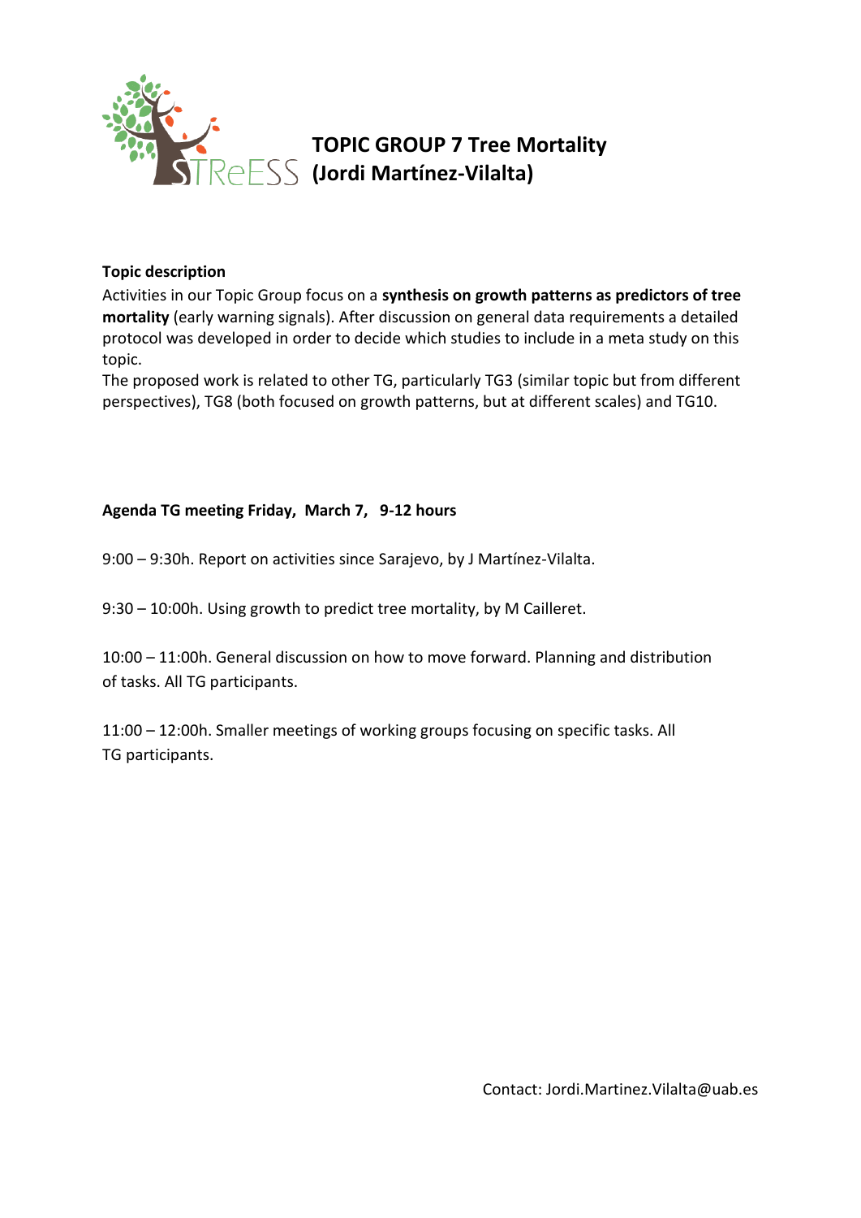# TOPIC GROUP 7 Tree Mortality (Jordi Martínez-Vilalta)

**Topic description**

Activities in our Topic Group focus on a **synthesis on growth patterns as predictors of tree mortality** (early warning signals). After discussion on general data requirements a detailed protocol was developed in order to decide which studies to include in a meta study on this topic.

The proposed work is related to other TG, particularly TG3 (similar topic but from different perspectives), TG8 (both focused on growth patterns, but at different scales) and TG10.

**Agenda TG meeting Friday, March 7, 9-12 hours**

9:00 – 9:30h. Report on activities since Sarajevo, by J Martínez-Vilalta.

9:30 – 10:00h. Using growth to predict tree mortality, by M Cailleret.

10:00 – 11:00h. General discussion on how to move forward. Planning and distribution of tasks. All TG participants.

11:00 – 12:00h. Smaller meetings of working groups focusing on specific tasks. All TG participants.

Contact: Jordi.Martinez.Vilalta@uab.es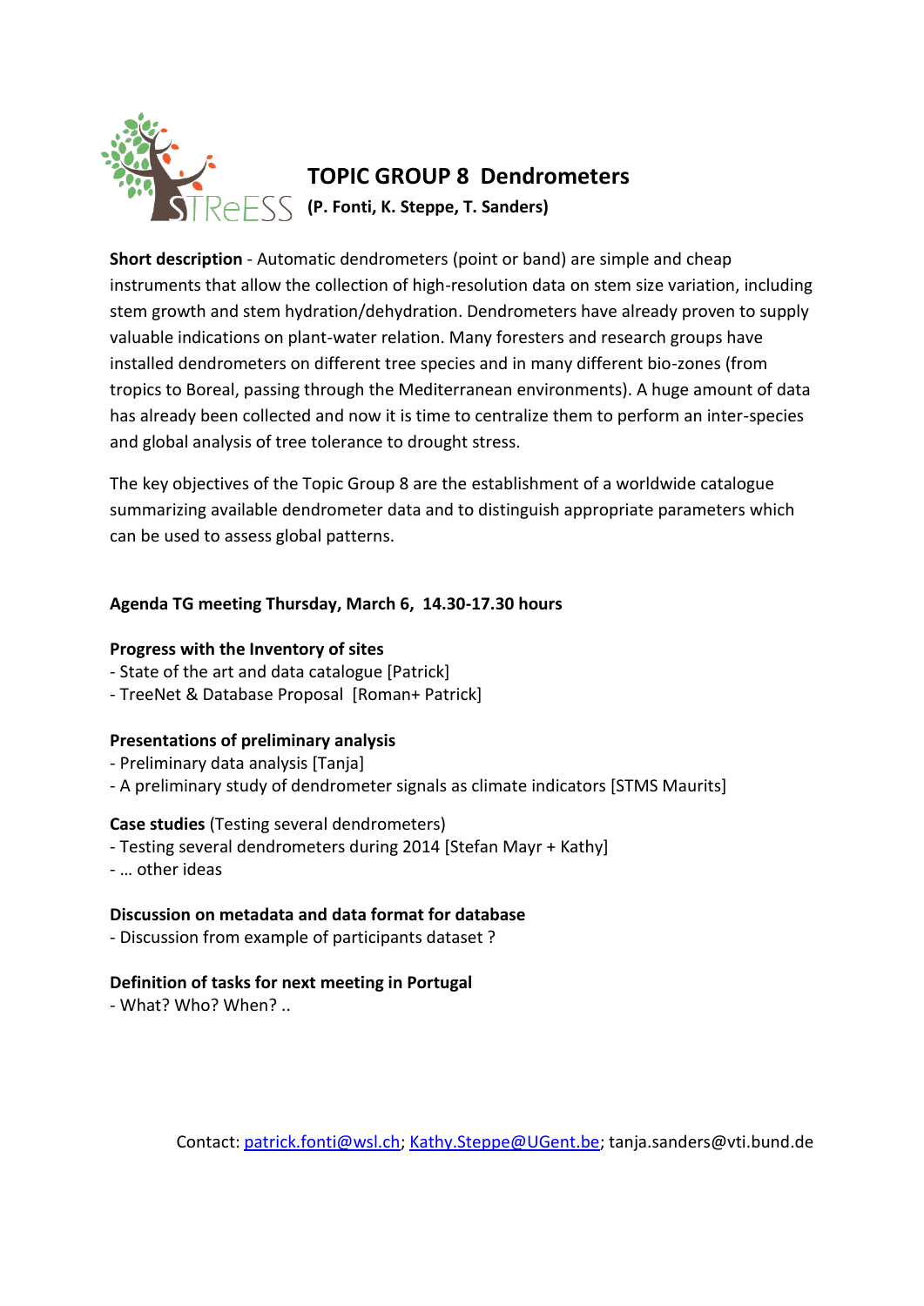# TOPIC GROUP 8 Dendrometers

**(P. Fonti, K. Steppe, T. Sanders)**

**Short description** - Automatic dendrometers (point or band) are simple and cheap instruments that allow the collection of high-resolution data on stem size variation, including stem growth and stem hydration/dehydration. Dendrometers have already proven to supply valuable indications on plant-water relation. Many foresters and research groups have installed dendrometers on different tree species and in many different bio-zones (from tropics to Boreal, passing through the Mediterranean environments). A huge amount of data has already been collected and now it is time to centralize them to perform an inter-species and global analysis of tree tolerance to drought stress.

The key objectives of the Topic Group 8 are the establishment of a worldwide catalogue summarizing available dendrometer data and to distinguish appropriate parameters which can be used to assess global patterns.

**Agenda TG meeting Thursday, March 6, 14.30-17.30 hours**

**Progress with the Inventory of sites**
- State of the art and data catalogue [Patrick]
- TreeNet & Database Proposal [Roman+ Patrick]

**Presentations of preliminary analysis**
- Preliminary data analysis [Tanja]
- A preliminary study of dendrometer signals as climate indicators [STMS Maurits]

**Case studies** (Testing several dendrometers)
- Testing several dendrometers during 2014 [Stefan Mayr + Kathy]
- … other ideas

**Discussion on metadata and data format for database**
- Discussion from example of participants dataset ?

**Definition of tasks for next meeting in Portugal**
- What? Who? When? ..

Contact: patrick.fonti@wsl.ch; Kathy.Steppe@UGent.be; tanja.sanders@vti.bund.de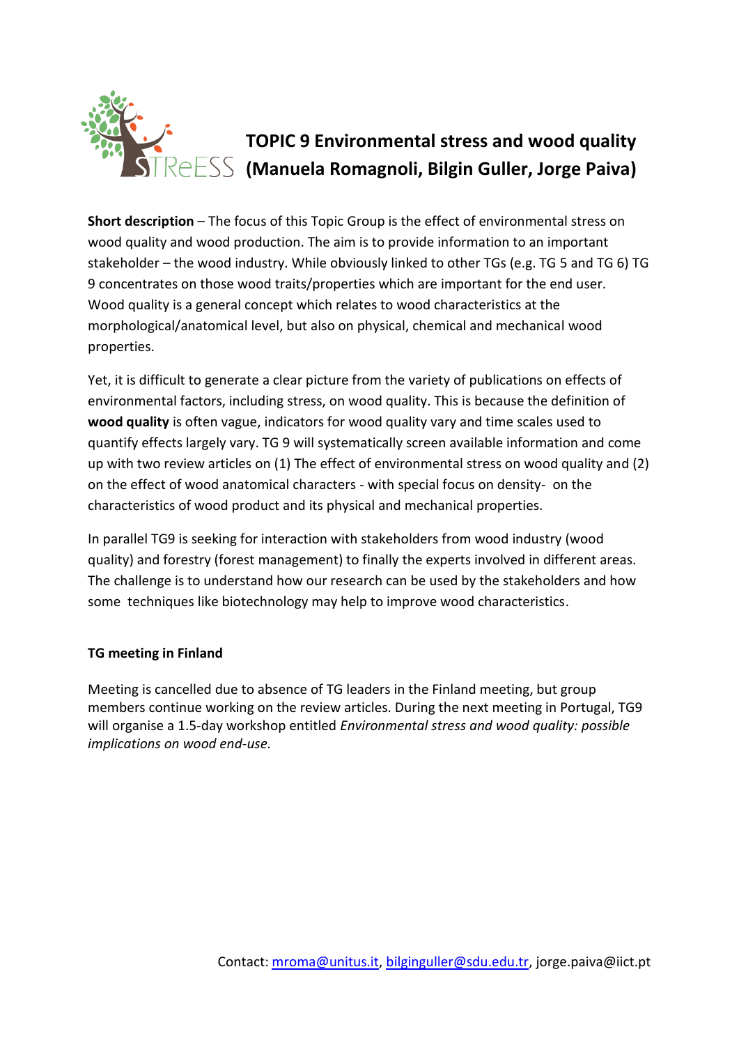# TOPIC 9 Environmental stress and wood quality (Manuela Romagnoli, Bilgin Guller, Jorge Paiva)

**Short description** – The focus of this Topic Group is the effect of environmental stress on wood quality and wood production. The aim is to provide information to an important stakeholder – the wood industry. While obviously linked to other TGs (e.g. TG 5 and TG 6) TG 9 concentrates on those wood traits/properties which are important for the end user. Wood quality is a general concept which relates to wood characteristics at the morphological/anatomical level, but also on physical, chemical and mechanical wood properties.

Yet, it is difficult to generate a clear picture from the variety of publications on effects of environmental factors, including stress, on wood quality. This is because the definition of **wood quality** is often vague, indicators for wood quality vary and time scales used to quantify effects largely vary. TG 9 will systematically screen available information and come up with two review articles on (1) The effect of environmental stress on wood quality and (2) on the effect of wood anatomical characters - with special focus on density- on the characteristics of wood product and its physical and mechanical properties.

In parallel TG9 is seeking for interaction with stakeholders from wood industry (wood quality) and forestry (forest management) to finally the experts involved in different areas. The challenge is to understand how our research can be used by the stakeholders and how some techniques like biotechnology may help to improve wood characteristics.

**TG meeting in Finland**

Meeting is cancelled due to absence of TG leaders in the Finland meeting, but group members continue working on the review articles. During the next meeting in Portugal, TG9 will organise a 1.5-day workshop entitled *Environmental stress and wood quality: possible implications on wood end-use.*

Contact: mroma@unitus.it, bilginguller@sdu.edu.tr, jorge.paiva@iict.pt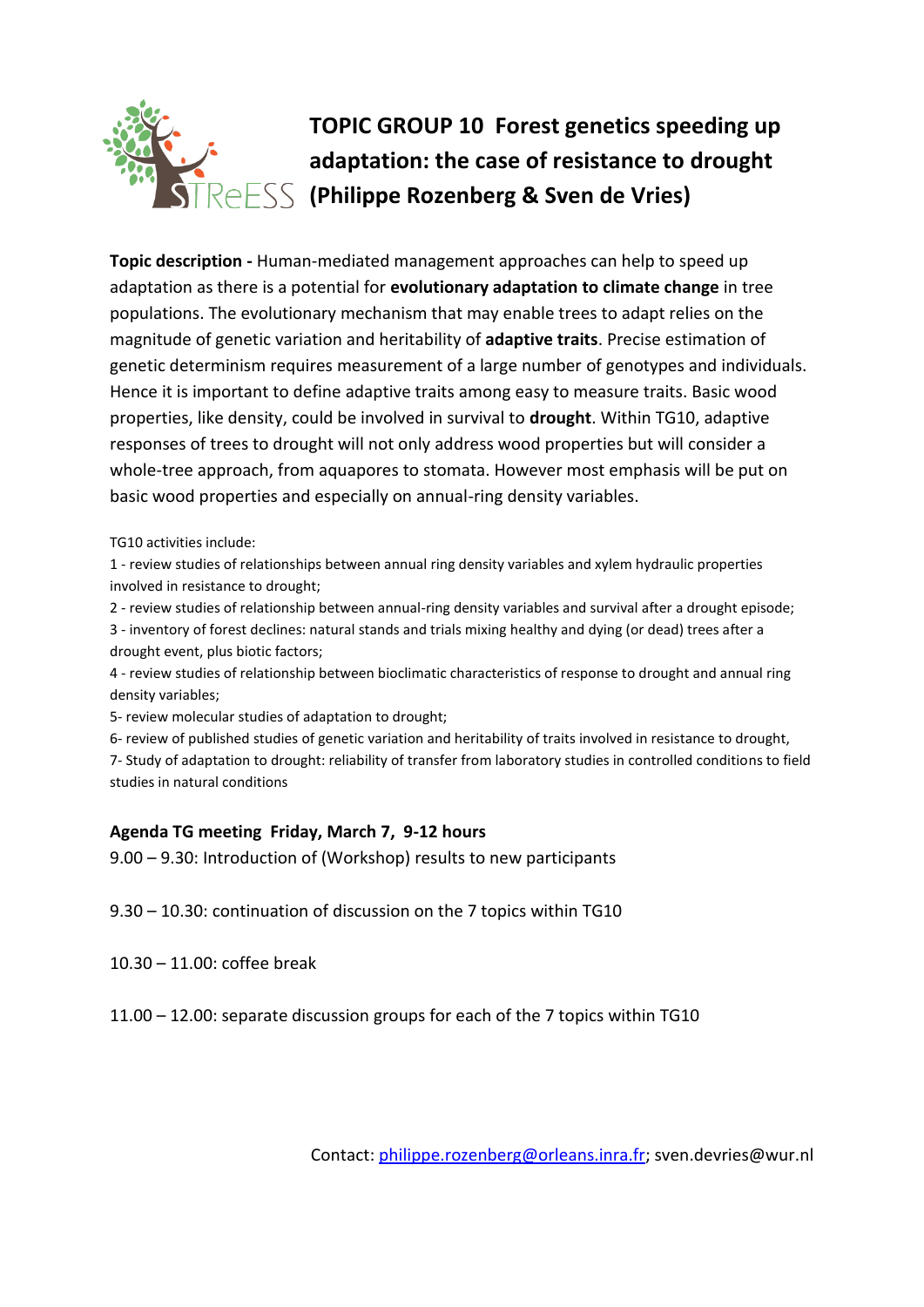# TOPIC GROUP 10 Forest genetics speeding up adaptation: the case of resistance to drought (Philippe Rozenberg & Sven de Vries)

**Topic description -** Human-mediated management approaches can help to speed up adaptation as there is a potential for **evolutionary adaptation to climate change** in tree populations. The evolutionary mechanism that may enable trees to adapt relies on the magnitude of genetic variation and heritability of **adaptive traits**. Precise estimation of genetic determinism requires measurement of a large number of genotypes and individuals. Hence it is important to define adaptive traits among easy to measure traits. Basic wood properties, like density, could be involved in survival to **drought**. Within TG10, adaptive responses of trees to drought will not only address wood properties but will consider a whole-tree approach, from aquapores to stomata. However most emphasis will be put on basic wood properties and especially on annual-ring density variables.

TG10 activities include:

1 - review studies of relationships between annual ring density variables and xylem hydraulic properties involved in resistance to drought;

2 - review studies of relationship between annual-ring density variables and survival after a drought episode;

3 - inventory of forest declines: natural stands and trials mixing healthy and dying (or dead) trees after a drought event, plus biotic factors;

4 - review studies of relationship between bioclimatic characteristics of response to drought and annual ring density variables;

5- review molecular studies of adaptation to drought;

6- review of published studies of genetic variation and heritability of traits involved in resistance to drought,

7- Study of adaptation to drought: reliability of transfer from laboratory studies in controlled conditions to field studies in natural conditions

## Agenda TG meeting Friday, March 7, 9-12 hours

9.00 – 9.30: Introduction of (Workshop) results to new participants

9.30 – 10.30: continuation of discussion on the 7 topics within TG10

10.30 – 11.00: coffee break

11.00 – 12.00: separate discussion groups for each of the 7 topics within TG10

Contact: philippe.rozenberg@orleans.inra.fr; sven.devries@wur.nl